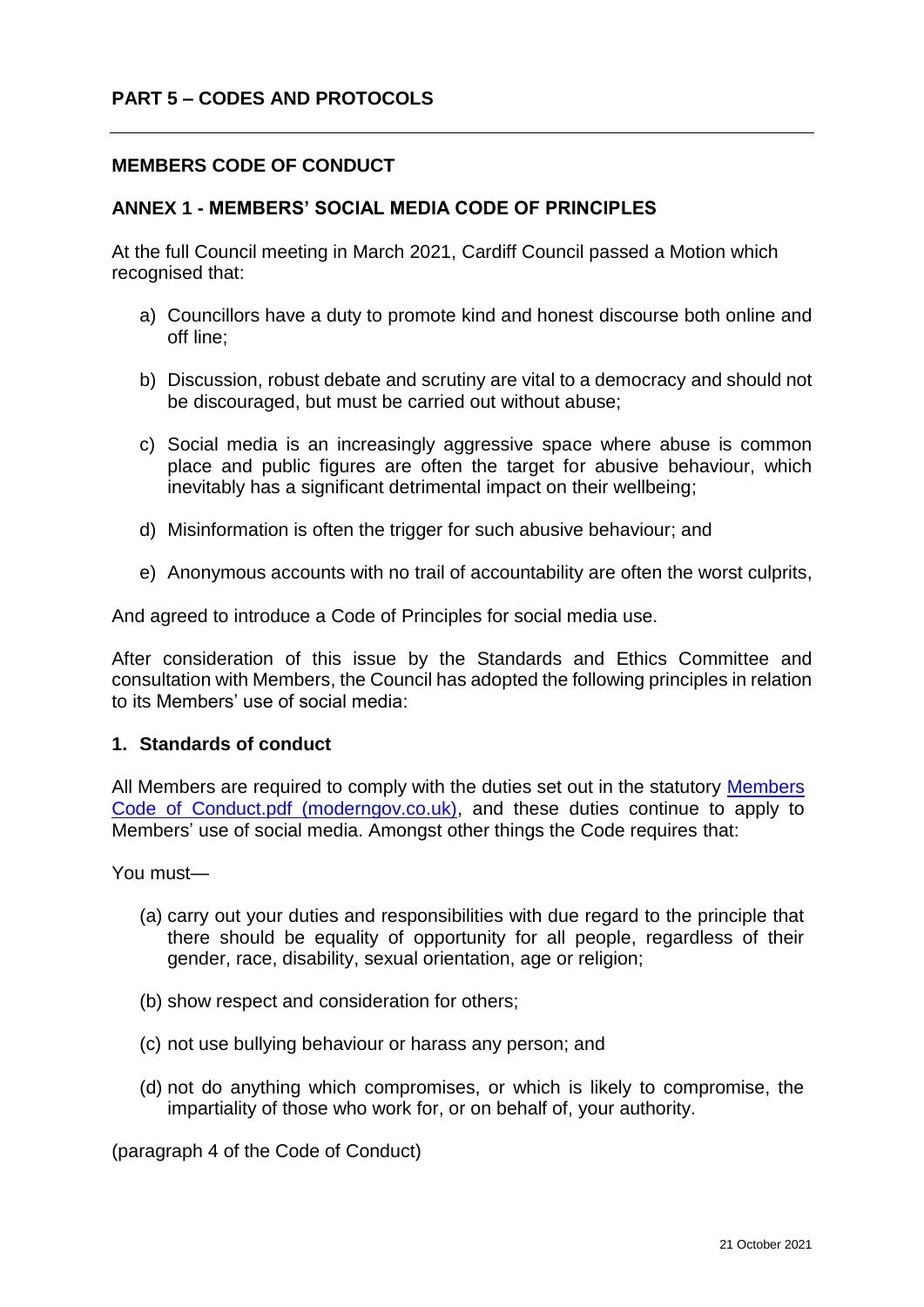## PART 5 – CODES AND PROTOCOLS

---

### MEMBERS CODE OF CONDUCT

### ANNEX 1 - MEMBERS' SOCIAL MEDIA CODE OF PRINCIPLES

At the full Council meeting in March 2021, Cardiff Council passed a Motion which recognised that:

a) Councillors have a duty to promote kind and honest discourse both online and off line;

b) Discussion, robust debate and scrutiny are vital to a democracy and should not be discouraged, but must be carried out without abuse;

c) Social media is an increasingly aggressive space where abuse is common place and public figures are often the target for abusive behaviour, which inevitably has a significant detrimental impact on their wellbeing;

d) Misinformation is often the trigger for such abusive behaviour; and

e) Anonymous accounts with no trail of accountability are often the worst culprits,

And agreed to introduce a Code of Principles for social media use.

After consideration of this issue by the Standards and Ethics Committee and consultation with Members, the Council has adopted the following principles in relation to its Members' use of social media:

#### 1. Standards of conduct

All Members are required to comply with the duties set out in the statutory [Members Code of Conduct.pdf (moderngov.co.uk)](), and these duties continue to apply to Members' use of social media. Amongst other things the Code requires that:

You must—

(a) carry out your duties and responsibilities with due regard to the principle that there should be equality of opportunity for all people, regardless of their gender, race, disability, sexual orientation, age or religion;

(b) show respect and consideration for others;

(c) not use bullying behaviour or harass any person; and

(d) not do anything which compromises, or which is likely to compromise, the impartiality of those who work for, or on behalf of, your authority.

(paragraph 4 of the Code of Conduct)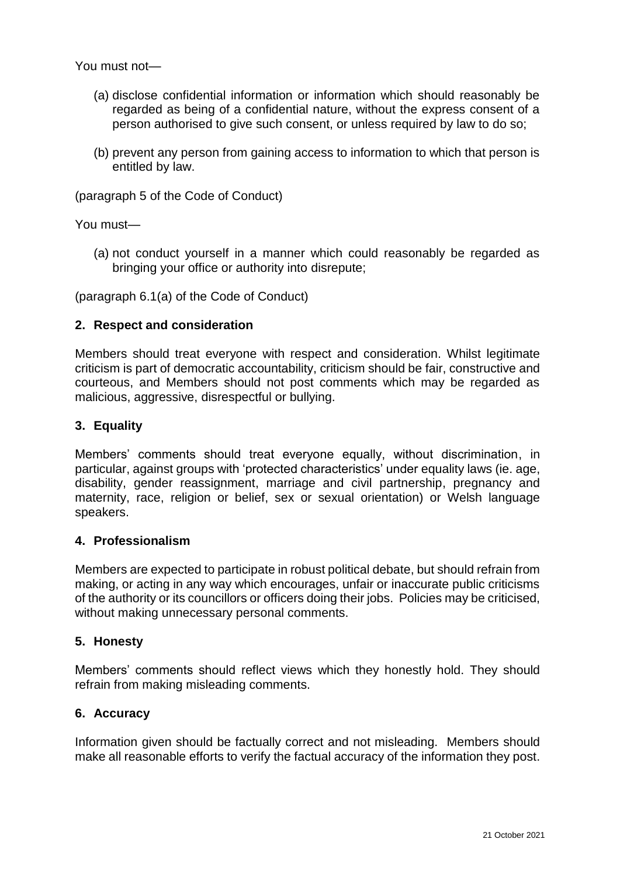You must not—

(a) disclose confidential information or information which should reasonably be regarded as being of a confidential nature, without the express consent of a person authorised to give such consent, or unless required by law to do so;

(b) prevent any person from gaining access to information to which that person is entitled by law.

(paragraph 5 of the Code of Conduct)

You must—

(a) not conduct yourself in a manner which could reasonably be regarded as bringing your office or authority into disrepute;

(paragraph 6.1(a) of the Code of Conduct)

## 2. Respect and consideration

Members should treat everyone with respect and consideration. Whilst legitimate criticism is part of democratic accountability, criticism should be fair, constructive and courteous, and Members should not post comments which may be regarded as malicious, aggressive, disrespectful or bullying.

## 3. Equality

Members' comments should treat everyone equally, without discrimination, in particular, against groups with 'protected characteristics' under equality laws (ie. age, disability, gender reassignment, marriage and civil partnership, pregnancy and maternity, race, religion or belief, sex or sexual orientation) or Welsh language speakers.

## 4. Professionalism

Members are expected to participate in robust political debate, but should refrain from making, or acting in any way which encourages, unfair or inaccurate public criticisms of the authority or its councillors or officers doing their jobs. Policies may be criticised, without making unnecessary personal comments.

## 5. Honesty

Members' comments should reflect views which they honestly hold. They should refrain from making misleading comments.

## 6. Accuracy

Information given should be factually correct and not misleading. Members should make all reasonable efforts to verify the factual accuracy of the information they post.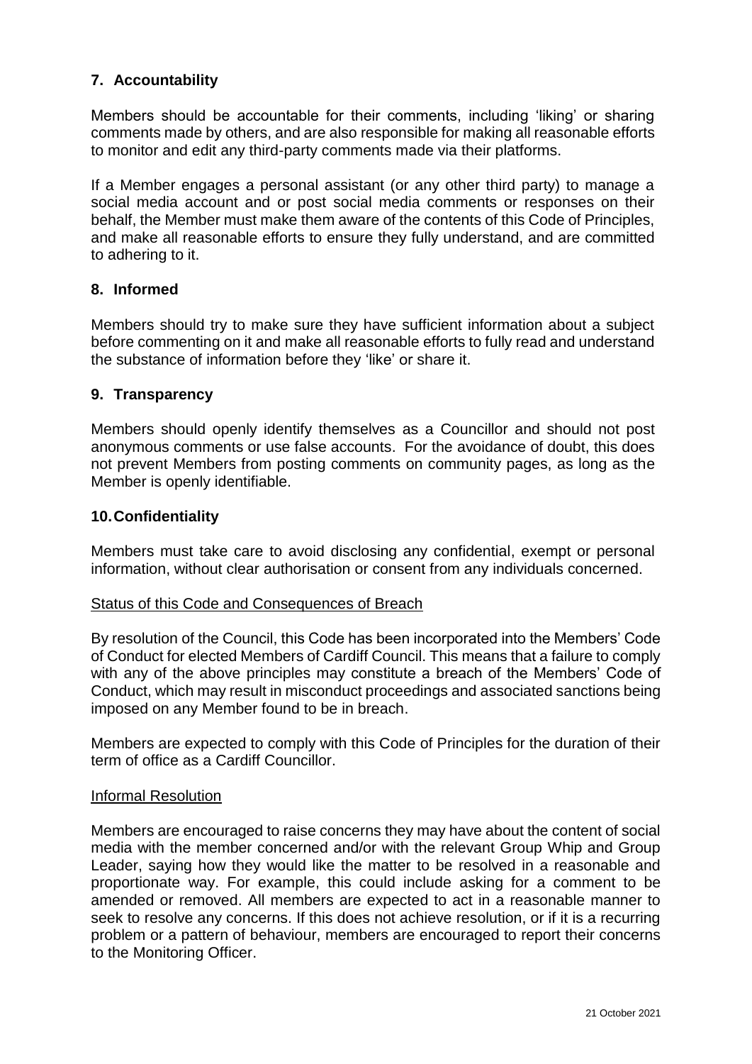## 7. Accountability

Members should be accountable for their comments, including 'liking' or sharing comments made by others, and are also responsible for making all reasonable efforts to monitor and edit any third-party comments made via their platforms.

If a Member engages a personal assistant (or any other third party) to manage a social media account and or post social media comments or responses on their behalf, the Member must make them aware of the contents of this Code of Principles, and make all reasonable efforts to ensure they fully understand, and are committed to adhering to it.

## 8. Informed

Members should try to make sure they have sufficient information about a subject before commenting on it and make all reasonable efforts to fully read and understand the substance of information before they 'like' or share it.

## 9. Transparency

Members should openly identify themselves as a Councillor and should not post anonymous comments or use false accounts. For the avoidance of doubt, this does not prevent Members from posting comments on community pages, as long as the Member is openly identifiable.

## 10. Confidentiality

Members must take care to avoid disclosing any confidential, exempt or personal information, without clear authorisation or consent from any individuals concerned.

### Status of this Code and Consequences of Breach

By resolution of the Council, this Code has been incorporated into the Members' Code of Conduct for elected Members of Cardiff Council. This means that a failure to comply with any of the above principles may constitute a breach of the Members' Code of Conduct, which may result in misconduct proceedings and associated sanctions being imposed on any Member found to be in breach.

Members are expected to comply with this Code of Principles for the duration of their term of office as a Cardiff Councillor.

### Informal Resolution

Members are encouraged to raise concerns they may have about the content of social media with the member concerned and/or with the relevant Group Whip and Group Leader, saying how they would like the matter to be resolved in a reasonable and proportionate way. For example, this could include asking for a comment to be amended or removed. All members are expected to act in a reasonable manner to seek to resolve any concerns. If this does not achieve resolution, or if it is a recurring problem or a pattern of behaviour, members are encouraged to report their concerns to the Monitoring Officer.

21 October 2021